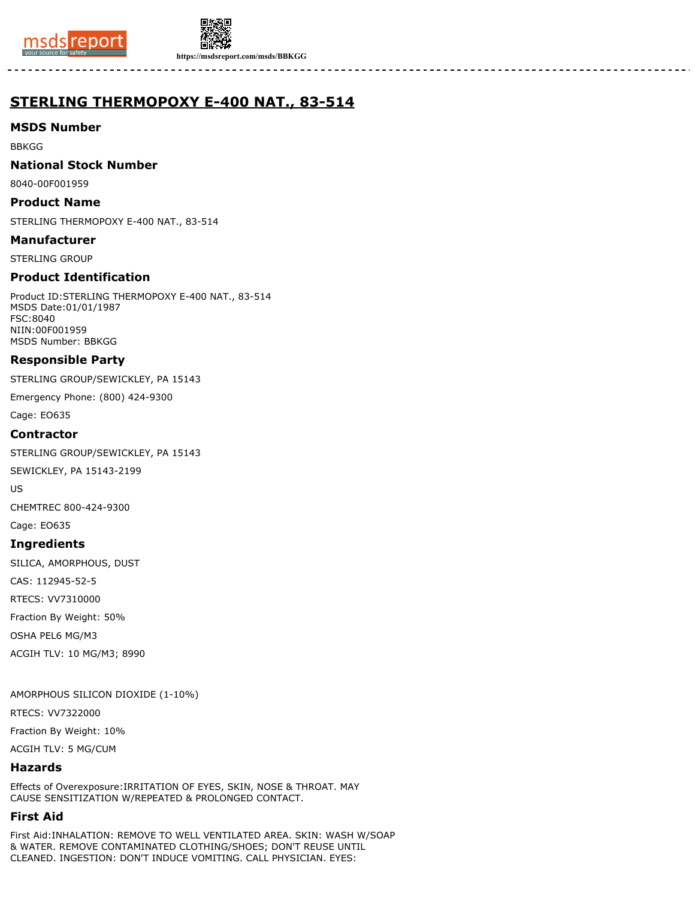# STERLING THERMOPOXY E-400 NAT., 83-514

## MSDS Number

BBKGG

## National Stock Number

8040-00F001959

## Product Name

STERLING THERMOPOXY E-400 NAT., 83-514

## Manufacturer

STERLING GROUP

## Product Identification

Product ID:STERLING THERMOPOXY E-400 NAT., 83-514
MSDS Date:01/01/1987
FSC:8040
NIIN:00F001959
MSDS Number: BBKGG

## Responsible Party

STERLING GROUP/SEWICKLEY, PA 15143

Emergency Phone: (800) 424-9300

Cage: EO635

## Contractor

STERLING GROUP/SEWICKLEY, PA 15143

SEWICKLEY, PA 15143-2199

US

CHEMTREC 800-424-9300

Cage: EO635

## Ingredients

SILICA, AMORPHOUS, DUST

CAS: 112945-52-5

RTECS: VV7310000

Fraction By Weight: 50%

OSHA PEL6 MG/M3

ACGIH TLV: 10 MG/M3; 8990

AMORPHOUS SILICON DIOXIDE (1-10%)

RTECS: VV7322000

Fraction By Weight: 10%

ACGIH TLV: 5 MG/CUM

## Hazards

Effects of Overexposure:IRRITATION OF EYES, SKIN, NOSE & THROAT. MAY CAUSE SENSITIZATION W/REPEATED & PROLONGED CONTACT.

## First Aid

First Aid:INHALATION: REMOVE TO WELL VENTILATED AREA. SKIN: WASH W/SOAP & WATER. REMOVE CONTAMINATED CLOTHING/SHOES; DON'T REUSE UNTIL CLEANED. INGESTION: DON'T INDUCE VOMITING. CALL PHYSICIAN. EYES: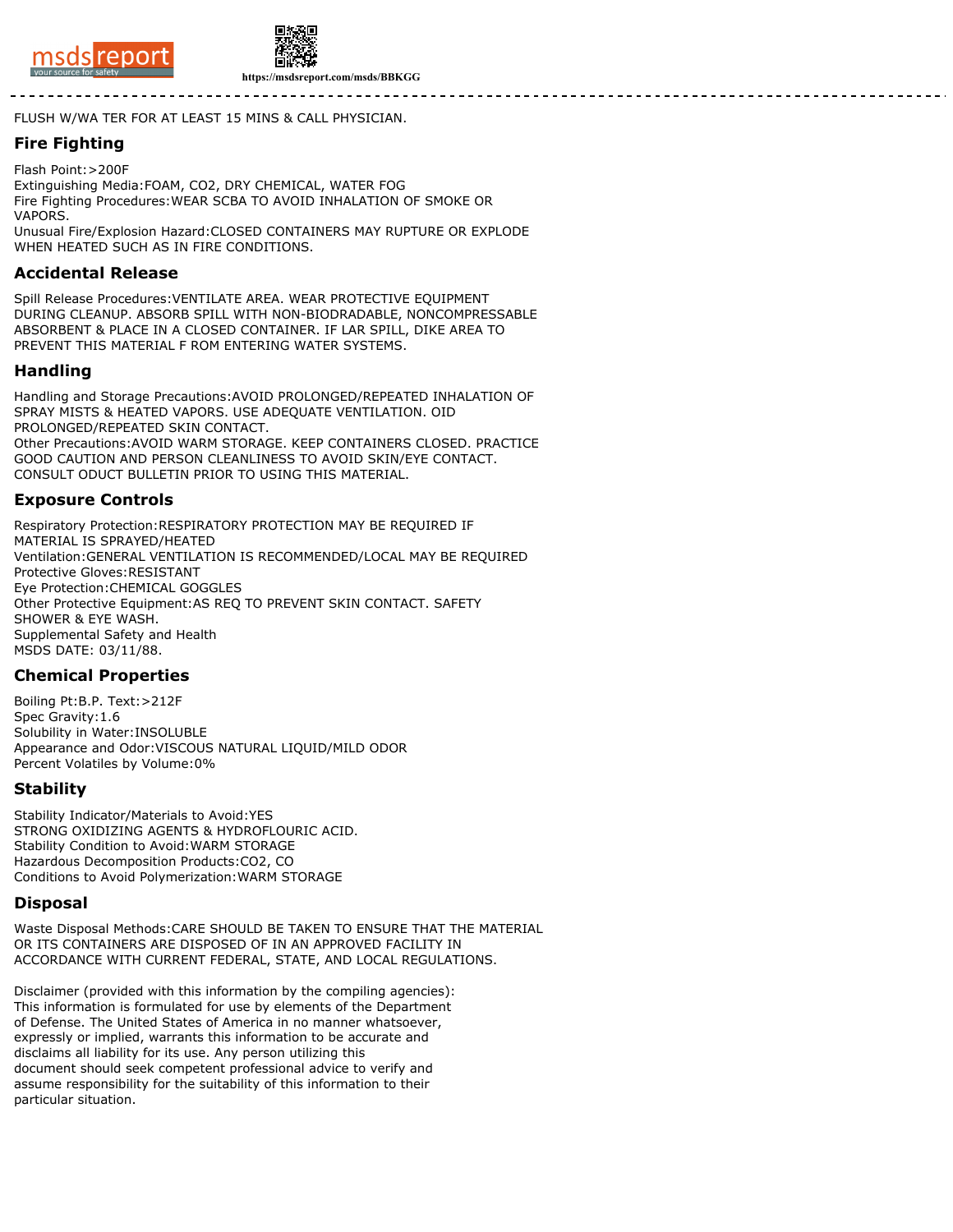FLUSH W/WA TER FOR AT LEAST 15 MINS & CALL PHYSICIAN.

## Fire Fighting

Flash Point:>200F
Extinguishing Media:FOAM, CO2, DRY CHEMICAL, WATER FOG
Fire Fighting Procedures:WEAR SCBA TO AVOID INHALATION OF SMOKE OR VAPORS.
Unusual Fire/Explosion Hazard:CLOSED CONTAINERS MAY RUPTURE OR EXPLODE WHEN HEATED SUCH AS IN FIRE CONDITIONS.

## Accidental Release

Spill Release Procedures:VENTILATE AREA. WEAR PROTECTIVE EQUIPMENT DURING CLEANUP. ABSORB SPILL WITH NON-BIODRADABLE, NONCOMPRESSABLE ABSORBENT & PLACE IN A CLOSED CONTAINER. IF LAR SPILL, DIKE AREA TO PREVENT THIS MATERIAL F ROM ENTERING WATER SYSTEMS.

## Handling

Handling and Storage Precautions:AVOID PROLONGED/REPEATED INHALATION OF SPRAY MISTS & HEATED VAPORS. USE ADEQUATE VENTILATION. OID PROLONGED/REPEATED SKIN CONTACT.
Other Precautions:AVOID WARM STORAGE. KEEP CONTAINERS CLOSED. PRACTICE GOOD CAUTION AND PERSON CLEANLINESS TO AVOID SKIN/EYE CONTACT. CONSULT ODUCT BULLETIN PRIOR TO USING THIS MATERIAL.

## Exposure Controls

Respiratory Protection:RESPIRATORY PROTECTION MAY BE REQUIRED IF MATERIAL IS SPRAYED/HEATED
Ventilation:GENERAL VENTILATION IS RECOMMENDED/LOCAL MAY BE REQUIRED
Protective Gloves:RESISTANT
Eye Protection:CHEMICAL GOGGLES
Other Protective Equipment:AS REQ TO PREVENT SKIN CONTACT. SAFETY SHOWER & EYE WASH.
Supplemental Safety and Health
MSDS DATE: 03/11/88.

## Chemical Properties

Boiling Pt:B.P. Text:>212F
Spec Gravity:1.6
Solubility in Water:INSOLUBLE
Appearance and Odor:VISCOUS NATURAL LIQUID/MILD ODOR
Percent Volatiles by Volume:0%

## Stability

Stability Indicator/Materials to Avoid:YES
STRONG OXIDIZING AGENTS & HYDROFLOURIC ACID.
Stability Condition to Avoid:WARM STORAGE
Hazardous Decomposition Products:CO2, CO
Conditions to Avoid Polymerization:WARM STORAGE

## Disposal

Waste Disposal Methods:CARE SHOULD BE TAKEN TO ENSURE THAT THE MATERIAL OR ITS CONTAINERS ARE DISPOSED OF IN AN APPROVED FACILITY IN ACCORDANCE WITH CURRENT FEDERAL, STATE, AND LOCAL REGULATIONS.

Disclaimer (provided with this information by the compiling agencies): This information is formulated for use by elements of the Department of Defense. The United States of America in no manner whatsoever, expressly or implied, warrants this information to be accurate and disclaims all liability for its use. Any person utilizing this document should seek competent professional advice to verify and assume responsibility for the suitability of this information to their particular situation.